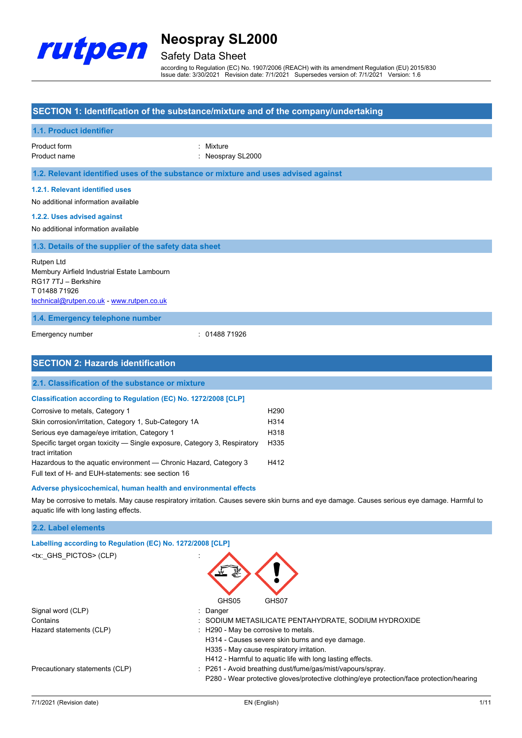# Neospray SL2000

Safety Data Sheet

according to Regulation (EC) No. 1907/2006 (REACH) with its amendment Regulation (EU) 2015/830
Issue date: 3/30/2021 Revision date: 7/1/2021 Supersedes version of: 7/1/2021 Version: 1.6

## SECTION 1: Identification of the substance/mixture and of the company/undertaking

### 1.1. Product identifier

| | |
|---|---|
| Product form | : Mixture |
| Product name | : Neospray SL2000 |

### 1.2. Relevant identified uses of the substance or mixture and uses advised against

#### 1.2.1. Relevant identified uses

No additional information available

#### 1.2.2. Uses advised against

No additional information available

### 1.3. Details of the supplier of the safety data sheet

Rutpen Ltd
Membury Airfield Industrial Estate Lambourn
RG17 7TJ – Berkshire
T 01488 71926
technical@rutpen.co.uk - www.rutpen.co.uk

### 1.4. Emergency telephone number

| | |
|---|---|
| Emergency number | : 01488 71926 |

## SECTION 2: Hazards identification

### 2.1. Classification of the substance or mixture

#### Classification according to Regulation (EC) No. 1272/2008 [CLP]

| | |
|---|---|
| Corrosive to metals, Category 1 | H290 |
| Skin corrosion/irritation, Category 1, Sub-Category 1A | H314 |
| Serious eye damage/eye irritation, Category 1 | H318 |
| Specific target organ toxicity — Single exposure, Category 3, Respiratory tract irritation | H335 |
| Hazardous to the aquatic environment — Chronic Hazard, Category 3 | H412 |

Full text of H- and EUH-statements: see section 16

#### Adverse physicochemical, human health and environmental effects

May be corrosive to metals. May cause respiratory irritation. Causes severe skin burns and eye damage. Causes serious eye damage. Harmful to aquatic life with long lasting effects.

### 2.2. Label elements

#### Labelling according to Regulation (EC) No. 1272/2008 [CLP]

<tx:_GHS_PICTOS> (CLP) :

GHS05 GHS07

| | |
|---|---|
| Signal word (CLP) | : Danger |
| Contains | : SODIUM METASILICATE PENTAHYDRATE, SODIUM HYDROXIDE |
| Hazard statements (CLP) | : H290 - May be corrosive to metals.<br>H314 - Causes severe skin burns and eye damage.<br>H335 - May cause respiratory irritation.<br>H412 - Harmful to aquatic life with long lasting effects. |
| Precautionary statements (CLP) | : P261 - Avoid breathing dust/fume/gas/mist/vapours/spray.<br>P280 - Wear protective gloves/protective clothing/eye protection/face protection/hearing |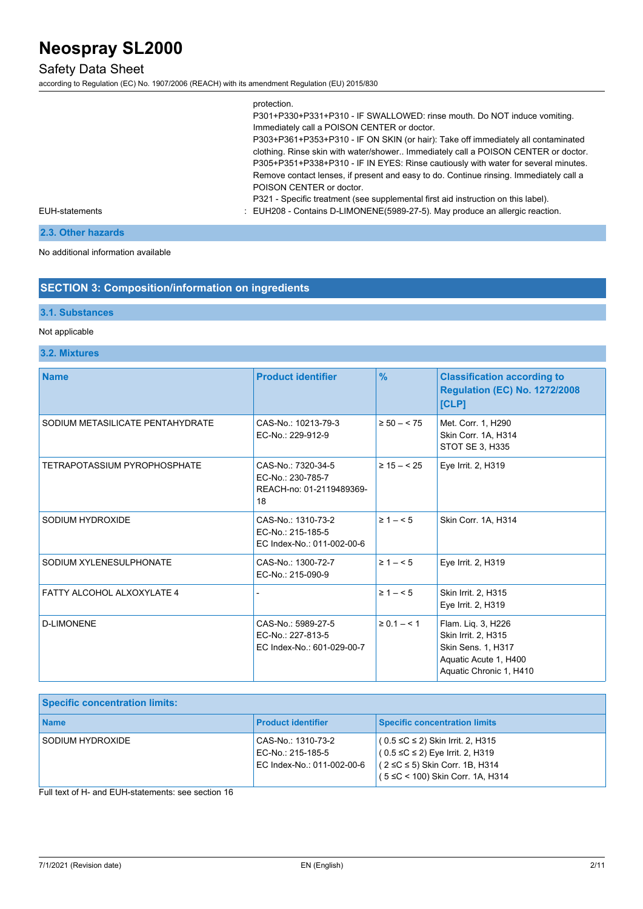protection.
P301+P330+P331+P310 - IF SWALLOWED: rinse mouth. Do NOT induce vomiting. Immediately call a POISON CENTER or doctor.
P303+P361+P353+P310 - IF ON SKIN (or hair): Take off immediately all contaminated clothing. Rinse skin with water/shower.. Immediately call a POISON CENTER or doctor.
P305+P351+P338+P310 - IF IN EYES: Rinse cautiously with water for several minutes. Remove contact lenses, if present and easy to do. Continue rinsing. Immediately call a POISON CENTER or doctor.
P321 - Specific treatment (see supplemental first aid instruction on this label).

EUH-statements : EUH208 - Contains D-LIMONENE(5989-27-5). May produce an allergic reaction.

### 2.3. Other hazards

No additional information available

## SECTION 3: Composition/information on ingredients

### 3.1. Substances

Not applicable

### 3.2. Mixtures

| Name | Product identifier | % | Classification according to Regulation (EC) No. 1272/2008 [CLP] |
|---|---|---|---|
| SODIUM METASILICATE PENTAHYDRATE | CAS-No.: 10213-79-3<br>EC-No.: 229-912-9 | ≥ 50 – < 75 | Met. Corr. 1, H290<br>Skin Corr. 1A, H314<br>STOT SE 3, H335 |
| TETRAPOTASSIUM PYROPHOSPHATE | CAS-No.: 7320-34-5<br>EC-No.: 230-785-7<br>REACH-no: 01-2119489369-18 | ≥ 15 – < 25 | Eye Irrit. 2, H319 |
| SODIUM HYDROXIDE | CAS-No.: 1310-73-2<br>EC-No.: 215-185-5<br>EC Index-No.: 011-002-00-6 | ≥ 1 – < 5 | Skin Corr. 1A, H314 |
| SODIUM XYLENESULPHONATE | CAS-No.: 1300-72-7<br>EC-No.: 215-090-9 | ≥ 1 – < 5 | Eye Irrit. 2, H319 |
| FATTY ALCOHOL ALXOXYLATE 4 | - | ≥ 1 – < 5 | Skin Irrit. 2, H315<br>Eye Irrit. 2, H319 |
| D-LIMONENE | CAS-No.: 5989-27-5<br>EC-No.: 227-813-5<br>EC Index-No.: 601-029-00-7 | ≥ 0.1 – < 1 | Flam. Liq. 3, H226<br>Skin Irrit. 2, H315<br>Skin Sens. 1, H317<br>Aquatic Acute 1, H400<br>Aquatic Chronic 1, H410 |

| Specific concentration limits: | | |
|---|---|---|
| **Name** | **Product identifier** | **Specific concentration limits** |
| SODIUM HYDROXIDE | CAS-No.: 1310-73-2<br>EC-No.: 215-185-5<br>EC Index-No.: 011-002-00-6 | ( 0.5 ≤C ≤ 2) Skin Irrit. 2, H315<br>( 0.5 ≤C ≤ 2) Eye Irrit. 2, H319<br>( 2 ≤C ≤ 5) Skin Corr. 1B, H314<br>( 5 ≤C < 100) Skin Corr. 1A, H314 |

Full text of H- and EUH-statements: see section 16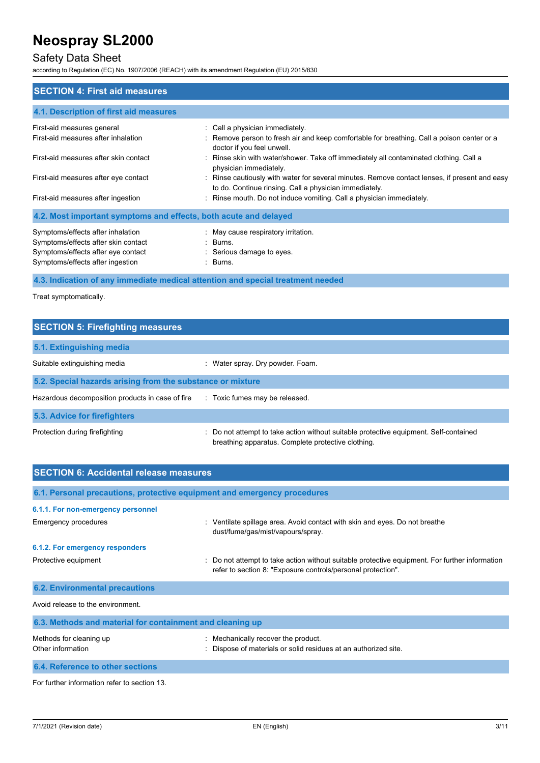## SECTION 4: First aid measures

### 4.1. Description of first aid measures

| | |
|---|---|
| First-aid measures general | : Call a physician immediately. |
| First-aid measures after inhalation | : Remove person to fresh air and keep comfortable for breathing. Call a poison center or a doctor if you feel unwell. |
| First-aid measures after skin contact | : Rinse skin with water/shower. Take off immediately all contaminated clothing. Call a physician immediately. |
| First-aid measures after eye contact | : Rinse cautiously with water for several minutes. Remove contact lenses, if present and easy to do. Continue rinsing. Call a physician immediately. |
| First-aid measures after ingestion | : Rinse mouth. Do not induce vomiting. Call a physician immediately. |

### 4.2. Most important symptoms and effects, both acute and delayed

| | |
|---|---|
| Symptoms/effects after inhalation | : May cause respiratory irritation. |
| Symptoms/effects after skin contact | : Burns. |
| Symptoms/effects after eye contact | : Serious damage to eyes. |
| Symptoms/effects after ingestion | : Burns. |

### 4.3. Indication of any immediate medical attention and special treatment needed

Treat symptomatically.

## SECTION 5: Firefighting measures

### 5.1. Extinguishing media

| | |
|---|---|
| Suitable extinguishing media | : Water spray. Dry powder. Foam. |

### 5.2. Special hazards arising from the substance or mixture

| | |
|---|---|
| Hazardous decomposition products in case of fire | : Toxic fumes may be released. |

### 5.3. Advice for firefighters

| | |
|---|---|
| Protection during firefighting | : Do not attempt to take action without suitable protective equipment. Self-contained breathing apparatus. Complete protective clothing. |

## SECTION 6: Accidental release measures

### 6.1. Personal precautions, protective equipment and emergency procedures

#### 6.1.1. For non-emergency personnel

| | |
|---|---|
| Emergency procedures | : Ventilate spillage area. Avoid contact with skin and eyes. Do not breathe dust/fume/gas/mist/vapours/spray. |

#### 6.1.2. For emergency responders

| | |
|---|---|
| Protective equipment | : Do not attempt to take action without suitable protective equipment. For further information refer to section 8: "Exposure controls/personal protection". |

### 6.2. Environmental precautions

Avoid release to the environment.

### 6.3. Methods and material for containment and cleaning up

| | |
|---|---|
| Methods for cleaning up | : Mechanically recover the product. |
| Other information | : Dispose of materials or solid residues at an authorized site. |

### 6.4. Reference to other sections

For further information refer to section 13.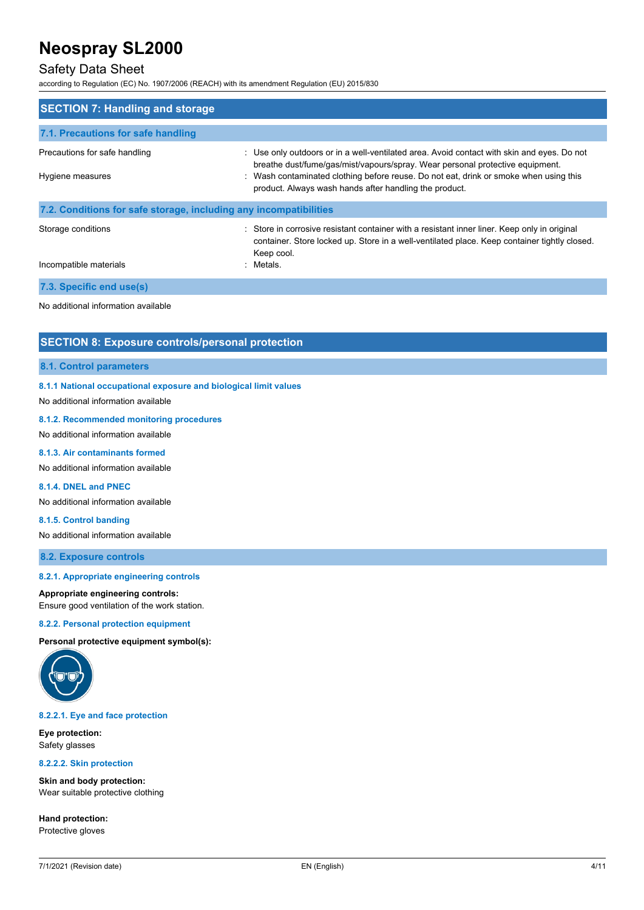## SECTION 7: Handling and storage

### 7.1. Precautions for safe handling

| | |
|---|---|
| Precautions for safe handling | : Use only outdoors or in a well-ventilated area. Avoid contact with skin and eyes. Do not breathe dust/fume/gas/mist/vapours/spray. Wear personal protective equipment. |
| Hygiene measures | : Wash contaminated clothing before reuse. Do not eat, drink or smoke when using this product. Always wash hands after handling the product. |

### 7.2. Conditions for safe storage, including any incompatibilities

| | |
|---|---|
| Storage conditions | : Store in corrosive resistant container with a resistant inner liner. Keep only in original container. Store locked up. Store in a well-ventilated place. Keep container tightly closed. Keep cool. |
| Incompatible materials | : Metals. |

### 7.3. Specific end use(s)

No additional information available

## SECTION 8: Exposure controls/personal protection

### 8.1. Control parameters

#### 8.1.1 National occupational exposure and biological limit values

No additional information available

#### 8.1.2. Recommended monitoring procedures

No additional information available

#### 8.1.3. Air contaminants formed

No additional information available

#### 8.1.4. DNEL and PNEC

No additional information available

#### 8.1.5. Control banding

No additional information available

### 8.2. Exposure controls

#### 8.2.1. Appropriate engineering controls

**Appropriate engineering controls:**
Ensure good ventilation of the work station.

#### 8.2.2. Personal protection equipment

**Personal protective equipment symbol(s):**

##### 8.2.2.1. Eye and face protection

**Eye protection:**
Safety glasses

##### 8.2.2.2. Skin protection

**Skin and body protection:**
Wear suitable protective clothing

**Hand protection:**
Protective gloves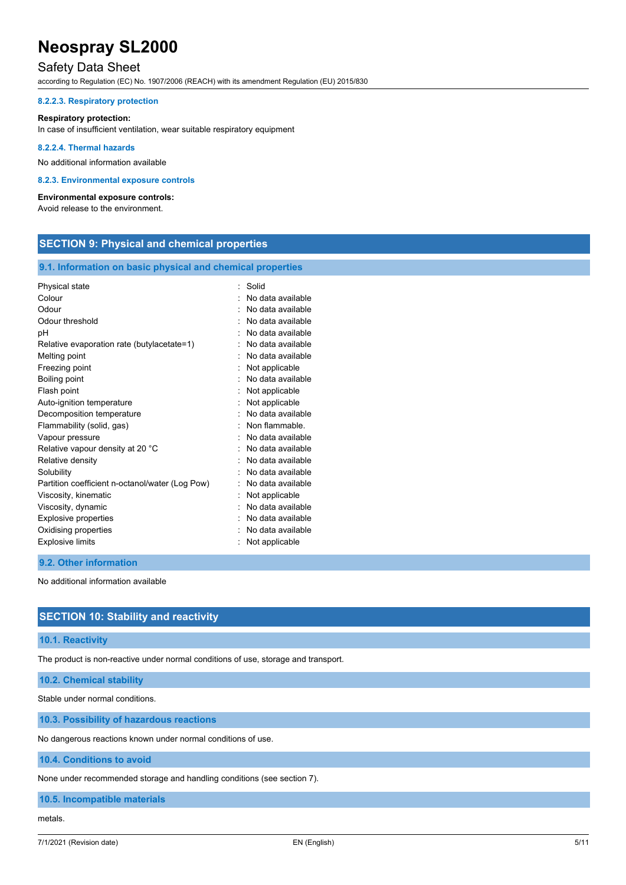#### 8.2.2.3. Respiratory protection

**Respiratory protection:**
In case of insufficient ventilation, wear suitable respiratory equipment

#### 8.2.2.4. Thermal hazards

No additional information available

#### 8.2.3. Environmental exposure controls

**Environmental exposure controls:**
Avoid release to the environment.

## SECTION 9: Physical and chemical properties

### 9.1. Information on basic physical and chemical properties

| | |
|---|---|
| Physical state | : Solid |
| Colour | : No data available |
| Odour | : No data available |
| Odour threshold | : No data available |
| pH | : No data available |
| Relative evaporation rate (butylacetate=1) | : No data available |
| Melting point | : No data available |
| Freezing point | : Not applicable |
| Boiling point | : No data available |
| Flash point | : Not applicable |
| Auto-ignition temperature | : Not applicable |
| Decomposition temperature | : No data available |
| Flammability (solid, gas) | : Non flammable. |
| Vapour pressure | : No data available |
| Relative vapour density at 20 °C | : No data available |
| Relative density | : No data available |
| Solubility | : No data available |
| Partition coefficient n-octanol/water (Log Pow) | : No data available |
| Viscosity, kinematic | : Not applicable |
| Viscosity, dynamic | : No data available |
| Explosive properties | : No data available |
| Oxidising properties | : No data available |
| Explosive limits | : Not applicable |

### 9.2. Other information

No additional information available

## SECTION 10: Stability and reactivity

### 10.1. Reactivity

The product is non-reactive under normal conditions of use, storage and transport.

### 10.2. Chemical stability

Stable under normal conditions.

### 10.3. Possibility of hazardous reactions

No dangerous reactions known under normal conditions of use.

### 10.4. Conditions to avoid

None under recommended storage and handling conditions (see section 7).

### 10.5. Incompatible materials

metals.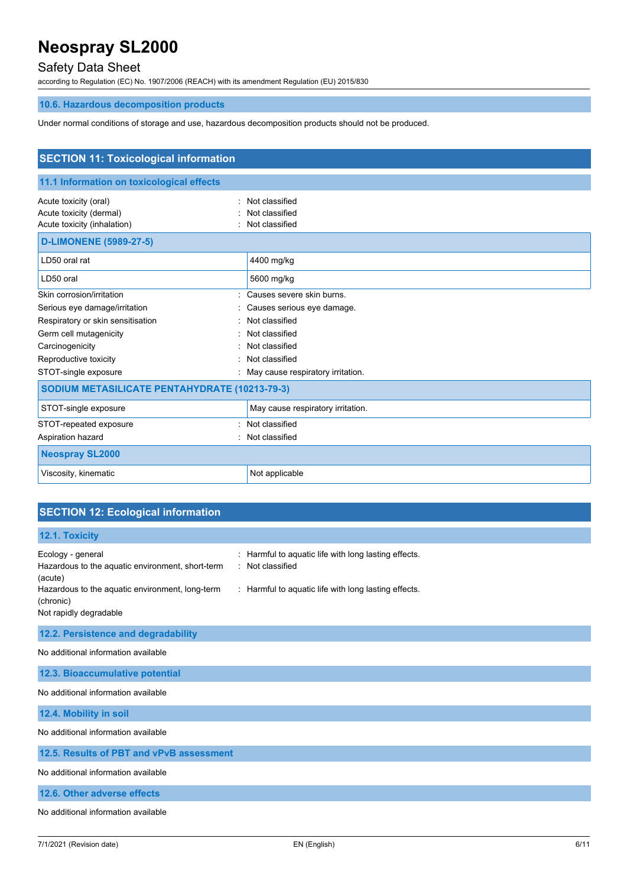### 10.6. Hazardous decomposition products

Under normal conditions of storage and use, hazardous decomposition products should not be produced.

## SECTION 11: Toxicological information

### 11.1 Information on toxicological effects

Acute toxicity (oral) : Not classified
Acute toxicity (dermal) : Not classified
Acute toxicity (inhalation) : Not classified

| D-LIMONENE (5989-27-5) | |
|---|---|
| LD50 oral rat | 4400 mg/kg |
| LD50 oral | 5600 mg/kg |

Skin corrosion/irritation : Causes severe skin burns.
Serious eye damage/irritation : Causes serious eye damage.
Respiratory or skin sensitisation : Not classified
Germ cell mutagenicity : Not classified
Carcinogenicity : Not classified
Reproductive toxicity : Not classified
STOT-single exposure : May cause respiratory irritation.

| SODIUM METASILICATE PENTAHYDRATE (10213-79-3) | |
|---|---|
| STOT-single exposure | May cause respiratory irritation. |

STOT-repeated exposure : Not classified
Aspiration hazard : Not classified

| Neospray SL2000 | |
|---|---|
| Viscosity, kinematic | Not applicable |

## SECTION 12: Ecological information

### 12.1. Toxicity

Ecology - general : Harmful to aquatic life with long lasting effects.
Hazardous to the aquatic environment, short-term (acute) : Not classified
Hazardous to the aquatic environment, long-term (chronic) : Harmful to aquatic life with long lasting effects.
Not rapidly degradable

### 12.2. Persistence and degradability

No additional information available

### 12.3. Bioaccumulative potential

No additional information available

### 12.4. Mobility in soil

No additional information available

### 12.5. Results of PBT and vPvB assessment

No additional information available

### 12.6. Other adverse effects

No additional information available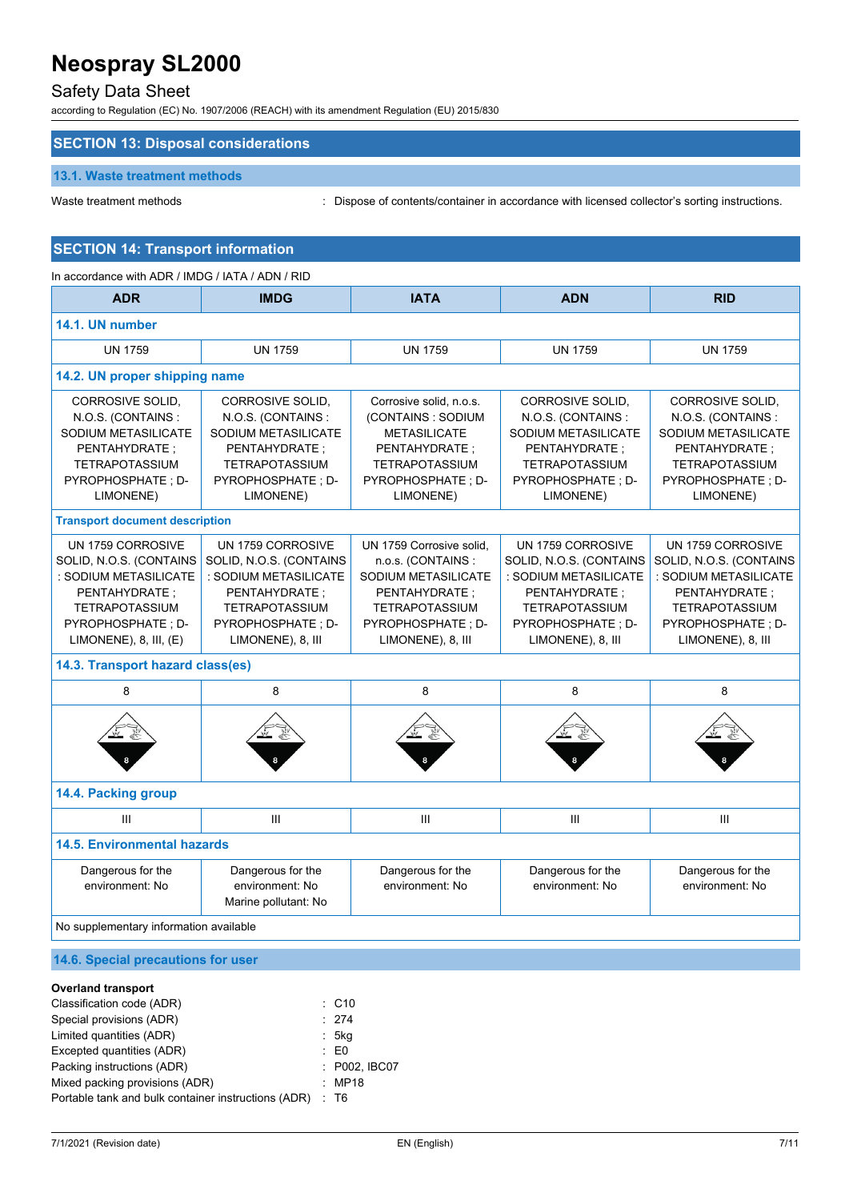## SECTION 13: Disposal considerations

### 13.1. Waste treatment methods

Waste treatment methods : Dispose of contents/container in accordance with licensed collector's sorting instructions.

## SECTION 14: Transport information

In accordance with ADR / IMDG / IATA / ADN / RID

| ADR | IMDG | IATA | ADN | RID |
|---|---|---|---|---|
| **14.1. UN number** | | | | |
| UN 1759 | UN 1759 | UN 1759 | UN 1759 | UN 1759 |
| **14.2. UN proper shipping name** | | | | |
| CORROSIVE SOLID, N.O.S. (CONTAINS : SODIUM METASILICATE PENTAHYDRATE ; TETRAPOTASSIUM PYROPHOSPHATE ; D-LIMONENE) | CORROSIVE SOLID, N.O.S. (CONTAINS : SODIUM METASILICATE PENTAHYDRATE ; TETRAPOTASSIUM PYROPHOSPHATE ; D-LIMONENE) | Corrosive solid, n.o.s. (CONTAINS : SODIUM METASILICATE PENTAHYDRATE ; TETRAPOTASSIUM PYROPHOSPHATE ; D-LIMONENE) | CORROSIVE SOLID, N.O.S. (CONTAINS : SODIUM METASILICATE PENTAHYDRATE ; TETRAPOTASSIUM PYROPHOSPHATE ; D-LIMONENE) | CORROSIVE SOLID, N.O.S. (CONTAINS : SODIUM METASILICATE PENTAHYDRATE ; TETRAPOTASSIUM PYROPHOSPHATE ; D-LIMONENE) |
| **Transport document description** | | | | |
| UN 1759 CORROSIVE SOLID, N.O.S. (CONTAINS : SODIUM METASILICATE PENTAHYDRATE ; TETRAPOTASSIUM PYROPHOSPHATE ; D-LIMONENE), 8, III, (E) | UN 1759 CORROSIVE SOLID, N.O.S. (CONTAINS : SODIUM METASILICATE PENTAHYDRATE ; TETRAPOTASSIUM PYROPHOSPHATE ; D-LIMONENE), 8, III | UN 1759 Corrosive solid, n.o.s. (CONTAINS : SODIUM METASILICATE PENTAHYDRATE ; TETRAPOTASSIUM PYROPHOSPHATE ; D-LIMONENE), 8, III | UN 1759 CORROSIVE SOLID, N.O.S. (CONTAINS : SODIUM METASILICATE PENTAHYDRATE ; TETRAPOTASSIUM PYROPHOSPHATE ; D-LIMONENE), 8, III | UN 1759 CORROSIVE SOLID, N.O.S. (CONTAINS : SODIUM METASILICATE PENTAHYDRATE ; TETRAPOTASSIUM PYROPHOSPHATE ; D-LIMONENE), 8, III |
| **14.3. Transport hazard class(es)** | | | | |
| 8 | 8 | 8 | 8 | 8 |
| **14.4. Packing group** | | | | |
| III | III | III | III | III |
| **14.5. Environmental hazards** | | | | |
| Dangerous for the environment: No | Dangerous for the environment: No<br>Marine pollutant: No | Dangerous for the environment: No | Dangerous for the environment: No | Dangerous for the environment: No |
| No supplementary information available | | | | |

### 14.6. Special precautions for user

**Overland transport**

Classification code (ADR) : C10

Special provisions (ADR) : 274

Limited quantities (ADR) : 5kg

Excepted quantities (ADR) : E0

Packing instructions (ADR) : P002, IBC07

Mixed packing provisions (ADR) : MP18

Portable tank and bulk container instructions (ADR) : T6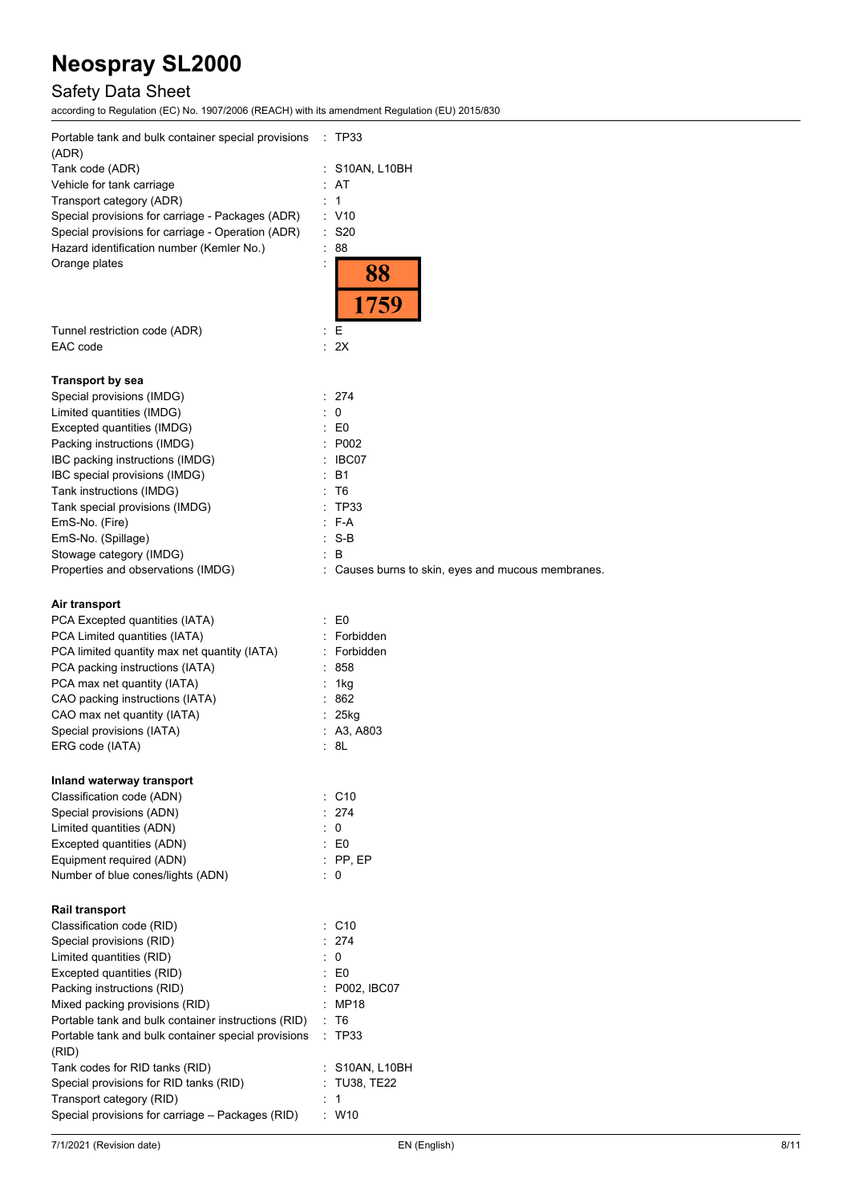| | |
|---|---|
| Portable tank and bulk container special provisions (ADR) | : TP33 |
| Tank code (ADR) | : S10AN, L10BH |
| Vehicle for tank carriage | : AT |
| Transport category (ADR) | : 1 |
| Special provisions for carriage - Packages (ADR) | : V10 |
| Special provisions for carriage - Operation (ADR) | : S20 |
| Hazard identification number (Kemler No.) | : 88 |
| Orange plates | : 88 / 1759 |
| Tunnel restriction code (ADR) | : E |
| EAC code | : 2X |

**Transport by sea**

| | |
|---|---|
| Special provisions (IMDG) | : 274 |
| Limited quantities (IMDG) | : 0 |
| Excepted quantities (IMDG) | : E0 |
| Packing instructions (IMDG) | : P002 |
| IBC packing instructions (IMDG) | : IBC07 |
| IBC special provisions (IMDG) | : B1 |
| Tank instructions (IMDG) | : T6 |
| Tank special provisions (IMDG) | : TP33 |
| EmS-No. (Fire) | : F-A |
| EmS-No. (Spillage) | : S-B |
| Stowage category (IMDG) | : B |
| Properties and observations (IMDG) | : Causes burns to skin, eyes and mucous membranes. |

**Air transport**

| | |
|---|---|
| PCA Excepted quantities (IATA) | : E0 |
| PCA Limited quantities (IATA) | : Forbidden |
| PCA limited quantity max net quantity (IATA) | : Forbidden |
| PCA packing instructions (IATA) | : 858 |
| PCA max net quantity (IATA) | : 1kg |
| CAO packing instructions (IATA) | : 862 |
| CAO max net quantity (IATA) | : 25kg |
| Special provisions (IATA) | : A3, A803 |
| ERG code (IATA) | : 8L |

**Inland waterway transport**

| | |
|---|---|
| Classification code (ADN) | : C10 |
| Special provisions (ADN) | : 274 |
| Limited quantities (ADN) | : 0 |
| Excepted quantities (ADN) | : E0 |
| Equipment required (ADN) | : PP, EP |
| Number of blue cones/lights (ADN) | : 0 |

**Rail transport**

| | |
|---|---|
| Classification code (RID) | : C10 |
| Special provisions (RID) | : 274 |
| Limited quantities (RID) | : 0 |
| Excepted quantities (RID) | : E0 |
| Packing instructions (RID) | : P002, IBC07 |
| Mixed packing provisions (RID) | : MP18 |
| Portable tank and bulk container instructions (RID) | : T6 |
| Portable tank and bulk container special provisions (RID) | : TP33 |
| Tank codes for RID tanks (RID) | : S10AN, L10BH |
| Special provisions for RID tanks (RID) | : TU38, TE22 |
| Transport category (RID) | : 1 |
| Special provisions for carriage – Packages (RID) | : W10 |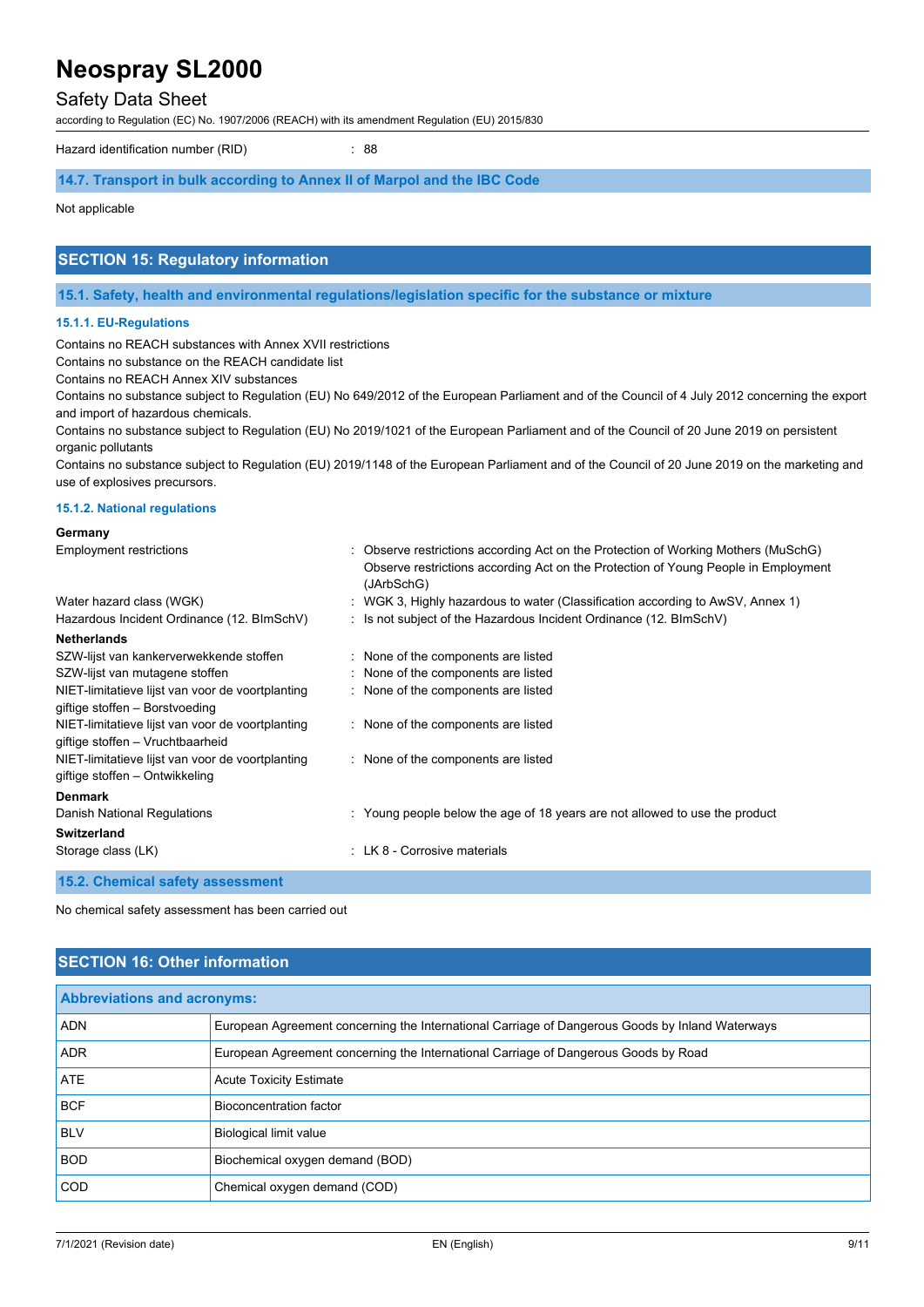| | |
|---|---|
| Hazard identification number (RID) | : 88 |

### 14.7. Transport in bulk according to Annex II of Marpol and the IBC Code

Not applicable

## SECTION 15: Regulatory information

### 15.1. Safety, health and environmental regulations/legislation specific for the substance or mixture

#### 15.1.1. EU-Regulations

Contains no REACH substances with Annex XVII restrictions
Contains no substance on the REACH candidate list
Contains no REACH Annex XIV substances
Contains no substance subject to Regulation (EU) No 649/2012 of the European Parliament and of the Council of 4 July 2012 concerning the export and import of hazardous chemicals.
Contains no substance subject to Regulation (EU) No 2019/1021 of the European Parliament and of the Council of 20 June 2019 on persistent organic pollutants
Contains no substance subject to Regulation (EU) 2019/1148 of the European Parliament and of the Council of 20 June 2019 on the marketing and use of explosives precursors.

#### 15.1.2. National regulations

**Germany**

| | |
|---|---|
| Employment restrictions | : Observe restrictions according Act on the Protection of Working Mothers (MuSchG)<br>Observe restrictions according Act on the Protection of Young People in Employment (JArbSchG) |
| Water hazard class (WGK) | : WGK 3, Highly hazardous to water (Classification according to AwSV, Annex 1) |
| Hazardous Incident Ordinance (12. BImSchV) | : Is not subject of the Hazardous Incident Ordinance (12. BImSchV) |

**Netherlands**

| | |
|---|---|
| SZW-lijst van kankerverwekkende stoffen | : None of the components are listed |
| SZW-lijst van mutagene stoffen | : None of the components are listed |
| NIET-limitatieve lijst van voor de voortplanting giftige stoffen – Borstvoeding | : None of the components are listed |
| NIET-limitatieve lijst van voor de voortplanting giftige stoffen – Vruchtbaarheid | : None of the components are listed |
| NIET-limitatieve lijst van voor de voortplanting giftige stoffen – Ontwikkeling | : None of the components are listed |

**Denmark**

| | |
|---|---|
| Danish National Regulations | : Young people below the age of 18 years are not allowed to use the product |

**Switzerland**

| | |
|---|---|
| Storage class (LK) | : LK 8 - Corrosive materials |

### 15.2. Chemical safety assessment

No chemical safety assessment has been carried out

## SECTION 16: Other information

| Abbreviations and acronyms: | |
|---|---|
| ADN | European Agreement concerning the International Carriage of Dangerous Goods by Inland Waterways |
| ADR | European Agreement concerning the International Carriage of Dangerous Goods by Road |
| ATE | Acute Toxicity Estimate |
| BCF | Bioconcentration factor |
| BLV | Biological limit value |
| BOD | Biochemical oxygen demand (BOD) |
| COD | Chemical oxygen demand (COD) |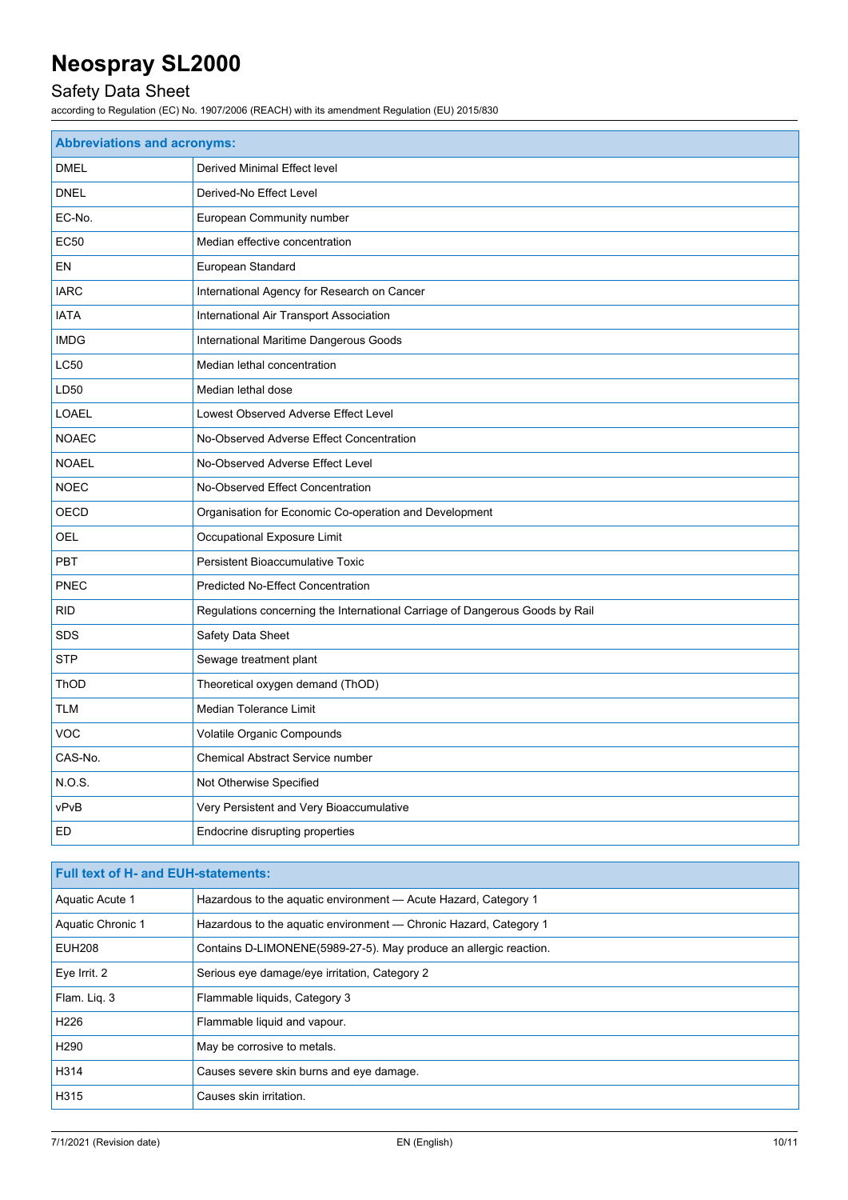| Abbreviations and acronyms: | |
|---|---|
| DMEL | Derived Minimal Effect level |
| DNEL | Derived-No Effect Level |
| EC-No. | European Community number |
| EC50 | Median effective concentration |
| EN | European Standard |
| IARC | International Agency for Research on Cancer |
| IATA | International Air Transport Association |
| IMDG | International Maritime Dangerous Goods |
| LC50 | Median lethal concentration |
| LD50 | Median lethal dose |
| LOAEL | Lowest Observed Adverse Effect Level |
| NOAEC | No-Observed Adverse Effect Concentration |
| NOAEL | No-Observed Adverse Effect Level |
| NOEC | No-Observed Effect Concentration |
| OECD | Organisation for Economic Co-operation and Development |
| OEL | Occupational Exposure Limit |
| PBT | Persistent Bioaccumulative Toxic |
| PNEC | Predicted No-Effect Concentration |
| RID | Regulations concerning the International Carriage of Dangerous Goods by Rail |
| SDS | Safety Data Sheet |
| STP | Sewage treatment plant |
| ThOD | Theoretical oxygen demand (ThOD) |
| TLM | Median Tolerance Limit |
| VOC | Volatile Organic Compounds |
| CAS-No. | Chemical Abstract Service number |
| N.O.S. | Not Otherwise Specified |
| vPvB | Very Persistent and Very Bioaccumulative |
| ED | Endocrine disrupting properties |

| Full text of H- and EUH-statements: | |
|---|---|
| Aquatic Acute 1 | Hazardous to the aquatic environment — Acute Hazard, Category 1 |
| Aquatic Chronic 1 | Hazardous to the aquatic environment — Chronic Hazard, Category 1 |
| EUH208 | Contains D-LIMONENE(5989-27-5). May produce an allergic reaction. |
| Eye Irrit. 2 | Serious eye damage/eye irritation, Category 2 |
| Flam. Liq. 3 | Flammable liquids, Category 3 |
| H226 | Flammable liquid and vapour. |
| H290 | May be corrosive to metals. |
| H314 | Causes severe skin burns and eye damage. |
| H315 | Causes skin irritation. |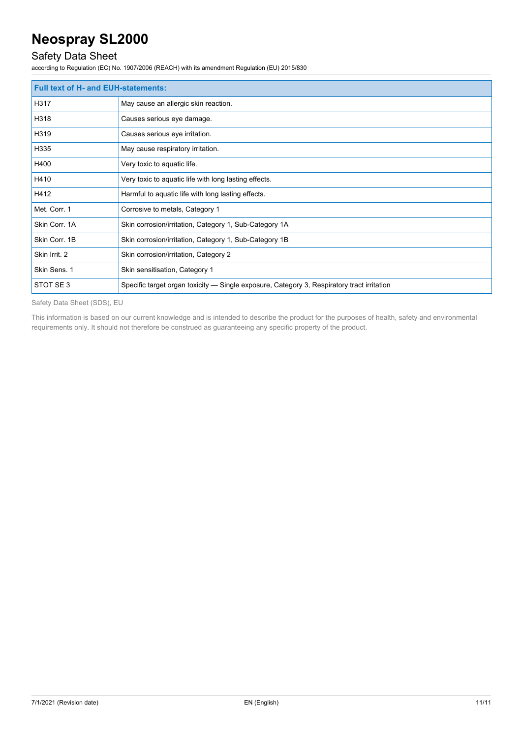| Full text of H- and EUH-statements: | |
|---|---|
| H317 | May cause an allergic skin reaction. |
| H318 | Causes serious eye damage. |
| H319 | Causes serious eye irritation. |
| H335 | May cause respiratory irritation. |
| H400 | Very toxic to aquatic life. |
| H410 | Very toxic to aquatic life with long lasting effects. |
| H412 | Harmful to aquatic life with long lasting effects. |
| Met. Corr. 1 | Corrosive to metals, Category 1 |
| Skin Corr. 1A | Skin corrosion/irritation, Category 1, Sub-Category 1A |
| Skin Corr. 1B | Skin corrosion/irritation, Category 1, Sub-Category 1B |
| Skin Irrit. 2 | Skin corrosion/irritation, Category 2 |
| Skin Sens. 1 | Skin sensitisation, Category 1 |
| STOT SE 3 | Specific target organ toxicity — Single exposure, Category 3, Respiratory tract irritation |

Safety Data Sheet (SDS), EU

This information is based on our current knowledge and is intended to describe the product for the purposes of health, safety and environmental requirements only. It should not therefore be construed as guaranteeing any specific property of the product.